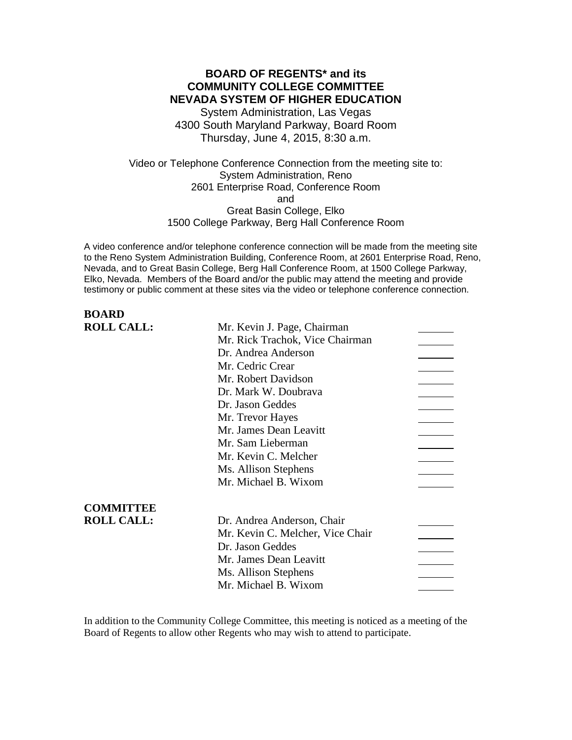# BOARD OF REGENTS* and its COMMUNITY COLLEGE COMMITTEE NEVADA SYSTEM OF HIGHER EDUCATION

System Administration, Las Vegas
4300 South Maryland Parkway, Board Room
Thursday, June 4, 2015, 8:30 a.m.

Video or Telephone Conference Connection from the meeting site to:
System Administration, Reno
2601 Enterprise Road, Conference Room
and
Great Basin College, Elko
1500 College Parkway, Berg Hall Conference Room

A video conference and/or telephone conference connection will be made from the meeting site to the Reno System Administration Building, Conference Room, at 2601 Enterprise Road, Reno, Nevada, and to Great Basin College, Berg Hall Conference Room, at 1500 College Parkway, Elko, Nevada. Members of the Board and/or the public may attend the meeting and provide testimony or public comment at these sites via the video or telephone conference connection.

**BOARD ROLL CALL:**

| | | |
|---|---|---|
| Mr. Kevin J. Page, Chairman | | _______ |
| Mr. Rick Trachok, Vice Chairman | | _______ |
| Dr. Andrea Anderson | | _______ |
| Mr. Cedric Crear | | _______ |
| Mr. Robert Davidson | | _______ |
| Dr. Mark W. Doubrava | | _______ |
| Dr. Jason Geddes | | _______ |
| Mr. Trevor Hayes | | _______ |
| Mr. James Dean Leavitt | | _______ |
| Mr. Sam Lieberman | | _______ |
| Mr. Kevin C. Melcher | | _______ |
| Ms. Allison Stephens | | _______ |
| Mr. Michael B. Wixom | | _______ |

**COMMITTEE ROLL CALL:**

| | | |
|---|---|---|
| Dr. Andrea Anderson, Chair | | _______ |
| Mr. Kevin C. Melcher, Vice Chair | | _______ |
| Dr. Jason Geddes | | _______ |
| Mr. James Dean Leavitt | | _______ |
| Ms. Allison Stephens | | _______ |
| Mr. Michael B. Wixom | | _______ |

In addition to the Community College Committee, this meeting is noticed as a meeting of the Board of Regents to allow other Regents who may wish to attend to participate.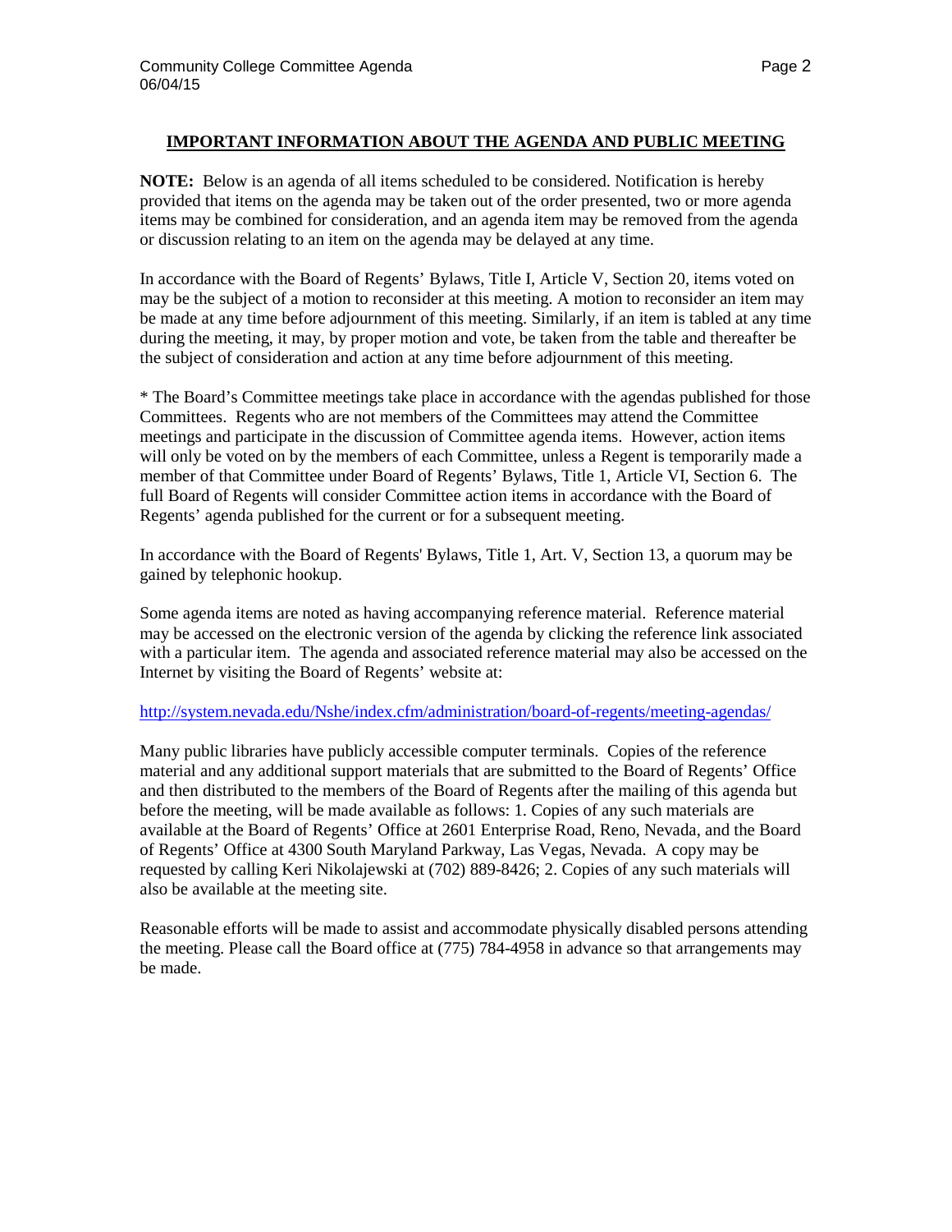## IMPORTANT INFORMATION ABOUT THE AGENDA AND PUBLIC MEETING

**NOTE:** Below is an agenda of all items scheduled to be considered. Notification is hereby provided that items on the agenda may be taken out of the order presented, two or more agenda items may be combined for consideration, and an agenda item may be removed from the agenda or discussion relating to an item on the agenda may be delayed at any time.

In accordance with the Board of Regents' Bylaws, Title I, Article V, Section 20, items voted on may be the subject of a motion to reconsider at this meeting. A motion to reconsider an item may be made at any time before adjournment of this meeting. Similarly, if an item is tabled at any time during the meeting, it may, by proper motion and vote, be taken from the table and thereafter be the subject of consideration and action at any time before adjournment of this meeting.

* The Board's Committee meetings take place in accordance with the agendas published for those Committees. Regents who are not members of the Committees may attend the Committee meetings and participate in the discussion of Committee agenda items. However, action items will only be voted on by the members of each Committee, unless a Regent is temporarily made a member of that Committee under Board of Regents' Bylaws, Title 1, Article VI, Section 6. The full Board of Regents will consider Committee action items in accordance with the Board of Regents' agenda published for the current or for a subsequent meeting.

In accordance with the Board of Regents' Bylaws, Title 1, Art. V, Section 13, a quorum may be gained by telephonic hookup.

Some agenda items are noted as having accompanying reference material. Reference material may be accessed on the electronic version of the agenda by clicking the reference link associated with a particular item. The agenda and associated reference material may also be accessed on the Internet by visiting the Board of Regents' website at:

http://system.nevada.edu/Nshe/index.cfm/administration/board-of-regents/meeting-agendas/

Many public libraries have publicly accessible computer terminals. Copies of the reference material and any additional support materials that are submitted to the Board of Regents' Office and then distributed to the members of the Board of Regents after the mailing of this agenda but before the meeting, will be made available as follows: 1. Copies of any such materials are available at the Board of Regents' Office at 2601 Enterprise Road, Reno, Nevada, and the Board of Regents' Office at 4300 South Maryland Parkway, Las Vegas, Nevada. A copy may be requested by calling Keri Nikolajewski at (702) 889-8426; 2. Copies of any such materials will also be available at the meeting site.

Reasonable efforts will be made to assist and accommodate physically disabled persons attending the meeting. Please call the Board office at (775) 784-4958 in advance so that arrangements may be made.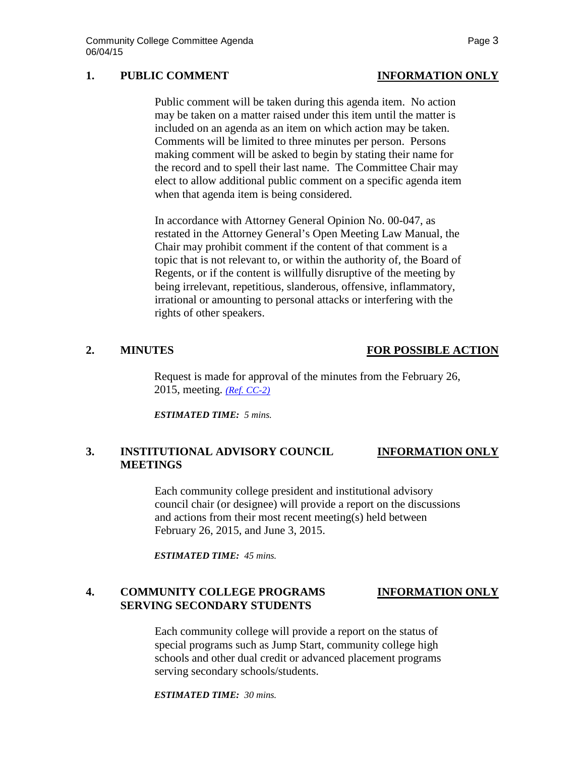**1. PUBLIC COMMENT** **INFORMATION ONLY**

Public comment will be taken during this agenda item. No action may be taken on a matter raised under this item until the matter is included on an agenda as an item on which action may be taken. Comments will be limited to three minutes per person. Persons making comment will be asked to begin by stating their name for the record and to spell their last name. The Committee Chair may elect to allow additional public comment on a specific agenda item when that agenda item is being considered.

In accordance with Attorney General Opinion No. 00-047, as restated in the Attorney General's Open Meeting Law Manual, the Chair may prohibit comment if the content of that comment is a topic that is not relevant to, or within the authority of, the Board of Regents, or if the content is willfully disruptive of the meeting by being irrelevant, repetitious, slanderous, offensive, inflammatory, irrational or amounting to personal attacks or interfering with the rights of other speakers.

**2. MINUTES** **FOR POSSIBLE ACTION**

Request is made for approval of the minutes from the February 26, 2015, meeting. *(Ref. CC-2)*

***ESTIMATED TIME:*** *5 mins.*

**3. INSTITUTIONAL ADVISORY COUNCIL MEETINGS** **INFORMATION ONLY**

Each community college president and institutional advisory council chair (or designee) will provide a report on the discussions and actions from their most recent meeting(s) held between February 26, 2015, and June 3, 2015.

***ESTIMATED TIME:*** *45 mins.*

**4. COMMUNITY COLLEGE PROGRAMS SERVING SECONDARY STUDENTS** **INFORMATION ONLY**

Each community college will provide a report on the status of special programs such as Jump Start, community college high schools and other dual credit or advanced placement programs serving secondary schools/students.

***ESTIMATED TIME:*** *30 mins.*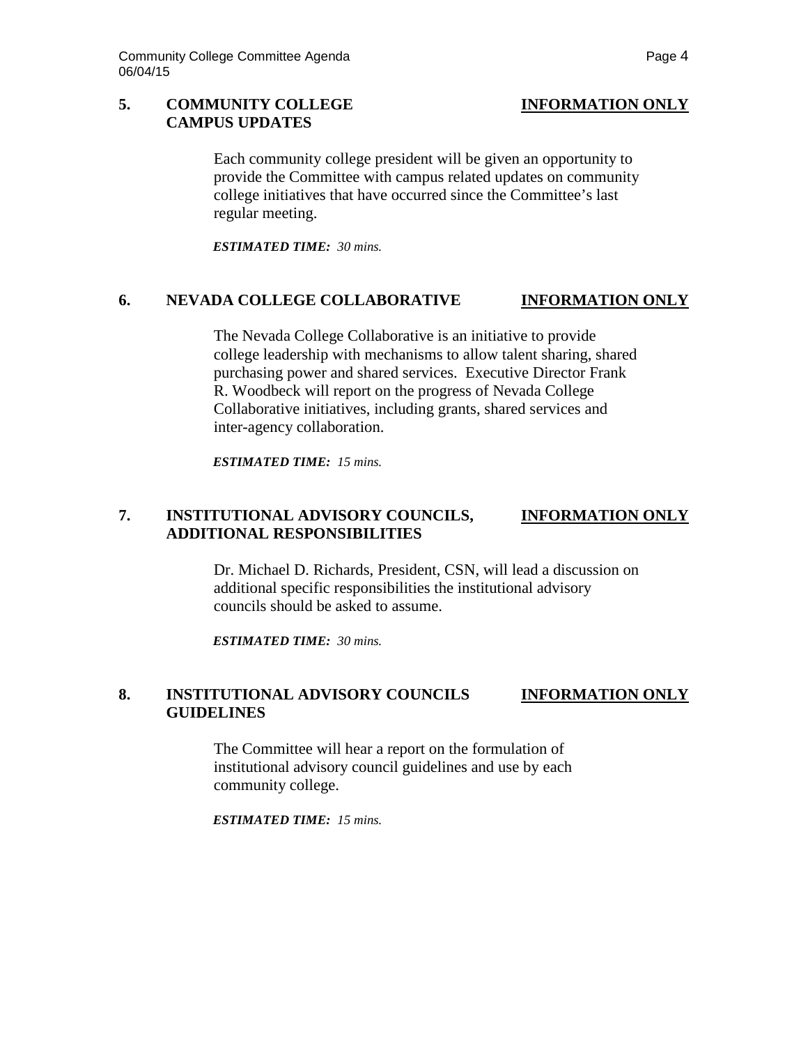## 5. COMMUNITY COLLEGE CAMPUS UPDATES — INFORMATION ONLY

Each community college president will be given an opportunity to provide the Committee with campus related updates on community college initiatives that have occurred since the Committee's last regular meeting.

***ESTIMATED TIME:** 30 mins.*

## 6. NEVADA COLLEGE COLLABORATIVE — INFORMATION ONLY

The Nevada College Collaborative is an initiative to provide college leadership with mechanisms to allow talent sharing, shared purchasing power and shared services. Executive Director Frank R. Woodbeck will report on the progress of Nevada College Collaborative initiatives, including grants, shared services and inter-agency collaboration.

***ESTIMATED TIME:** 15 mins.*

## 7. INSTITUTIONAL ADVISORY COUNCILS, ADDITIONAL RESPONSIBILITIES — INFORMATION ONLY

Dr. Michael D. Richards, President, CSN, will lead a discussion on additional specific responsibilities the institutional advisory councils should be asked to assume.

***ESTIMATED TIME:** 30 mins.*

## 8. INSTITUTIONAL ADVISORY COUNCILS GUIDELINES — INFORMATION ONLY

The Committee will hear a report on the formulation of institutional advisory council guidelines and use by each community college.

***ESTIMATED TIME:** 15 mins.*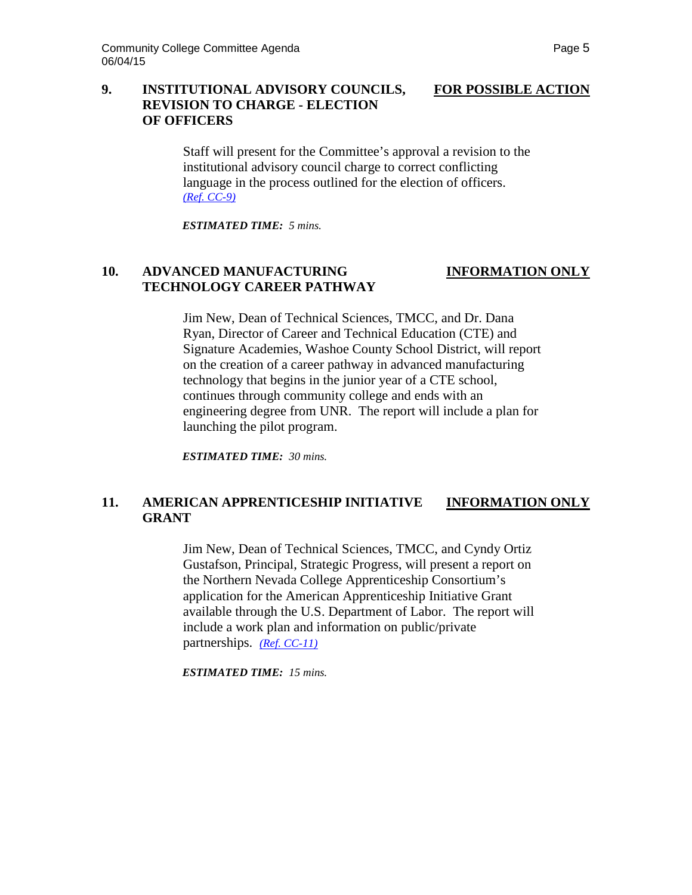**9. INSTITUTIONAL ADVISORY COUNCILS, REVISION TO CHARGE - ELECTION OF OFFICERS** **FOR POSSIBLE ACTION**

Staff will present for the Committee's approval a revision to the institutional advisory council charge to correct conflicting language in the process outlined for the election of officers. *(Ref. CC-9)*

***ESTIMATED TIME:*** *5 mins.*

**10. ADVANCED MANUFACTURING TECHNOLOGY CAREER PATHWAY** **INFORMATION ONLY**

Jim New, Dean of Technical Sciences, TMCC, and Dr. Dana Ryan, Director of Career and Technical Education (CTE) and Signature Academies, Washoe County School District, will report on the creation of a career pathway in advanced manufacturing technology that begins in the junior year of a CTE school, continues through community college and ends with an engineering degree from UNR. The report will include a plan for launching the pilot program.

***ESTIMATED TIME:*** *30 mins.*

**11. AMERICAN APPRENTICESHIP INITIATIVE GRANT** **INFORMATION ONLY**

Jim New, Dean of Technical Sciences, TMCC, and Cyndy Ortiz Gustafson, Principal, Strategic Progress, will present a report on the Northern Nevada College Apprenticeship Consortium's application for the American Apprenticeship Initiative Grant available through the U.S. Department of Labor. The report will include a work plan and information on public/private partnerships. *(Ref. CC-11)*

***ESTIMATED TIME:*** *15 mins.*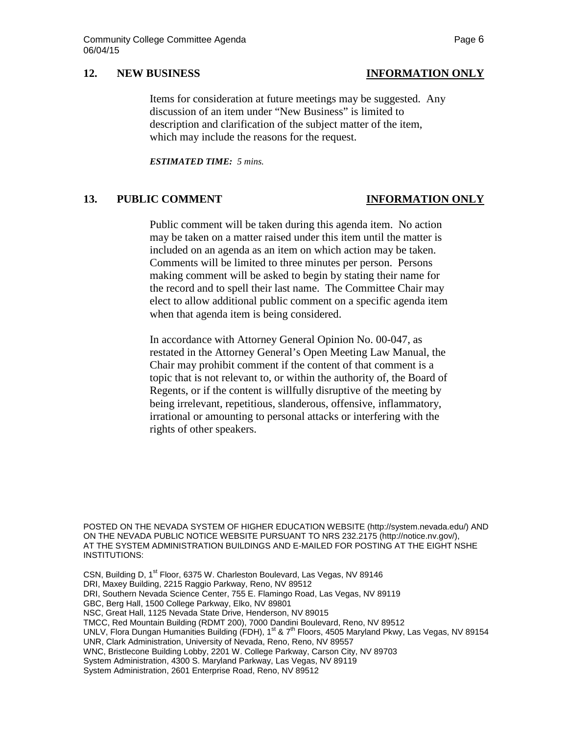## 12. NEW BUSINESS **INFORMATION ONLY**

Items for consideration at future meetings may be suggested. Any discussion of an item under "New Business" is limited to description and clarification of the subject matter of the item, which may include the reasons for the request.

***ESTIMATED TIME:** 5 mins.*

## 13. PUBLIC COMMENT **INFORMATION ONLY**

Public comment will be taken during this agenda item. No action may be taken on a matter raised under this item until the matter is included on an agenda as an item on which action may be taken. Comments will be limited to three minutes per person. Persons making comment will be asked to begin by stating their name for the record and to spell their last name. The Committee Chair may elect to allow additional public comment on a specific agenda item when that agenda item is being considered.

In accordance with Attorney General Opinion No. 00-047, as restated in the Attorney General's Open Meeting Law Manual, the Chair may prohibit comment if the content of that comment is a topic that is not relevant to, or within the authority of, the Board of Regents, or if the content is willfully disruptive of the meeting by being irrelevant, repetitious, slanderous, offensive, inflammatory, irrational or amounting to personal attacks or interfering with the rights of other speakers.

POSTED ON THE NEVADA SYSTEM OF HIGHER EDUCATION WEBSITE (http://system.nevada.edu/) AND ON THE NEVADA PUBLIC NOTICE WEBSITE PURSUANT TO NRS 232.2175 (http://notice.nv.gov/), AT THE SYSTEM ADMINISTRATION BUILDINGS AND E-MAILED FOR POSTING AT THE EIGHT NSHE INSTITUTIONS:

CSN, Building D, 1st Floor, 6375 W. Charleston Boulevard, Las Vegas, NV 89146
DRI, Maxey Building, 2215 Raggio Parkway, Reno, NV 89512
DRI, Southern Nevada Science Center, 755 E. Flamingo Road, Las Vegas, NV 89119
GBC, Berg Hall, 1500 College Parkway, Elko, NV 89801
NSC, Great Hall, 1125 Nevada State Drive, Henderson, NV 89015
TMCC, Red Mountain Building (RDMT 200), 7000 Dandini Boulevard, Reno, NV 89512
UNLV, Flora Dungan Humanities Building (FDH), 1st & 7th Floors, 4505 Maryland Pkwy, Las Vegas, NV 89154
UNR, Clark Administration, University of Nevada, Reno, Reno, NV 89557
WNC, Bristlecone Building Lobby, 2201 W. College Parkway, Carson City, NV 89703
System Administration, 4300 S. Maryland Parkway, Las Vegas, NV 89119
System Administration, 2601 Enterprise Road, Reno, NV 89512